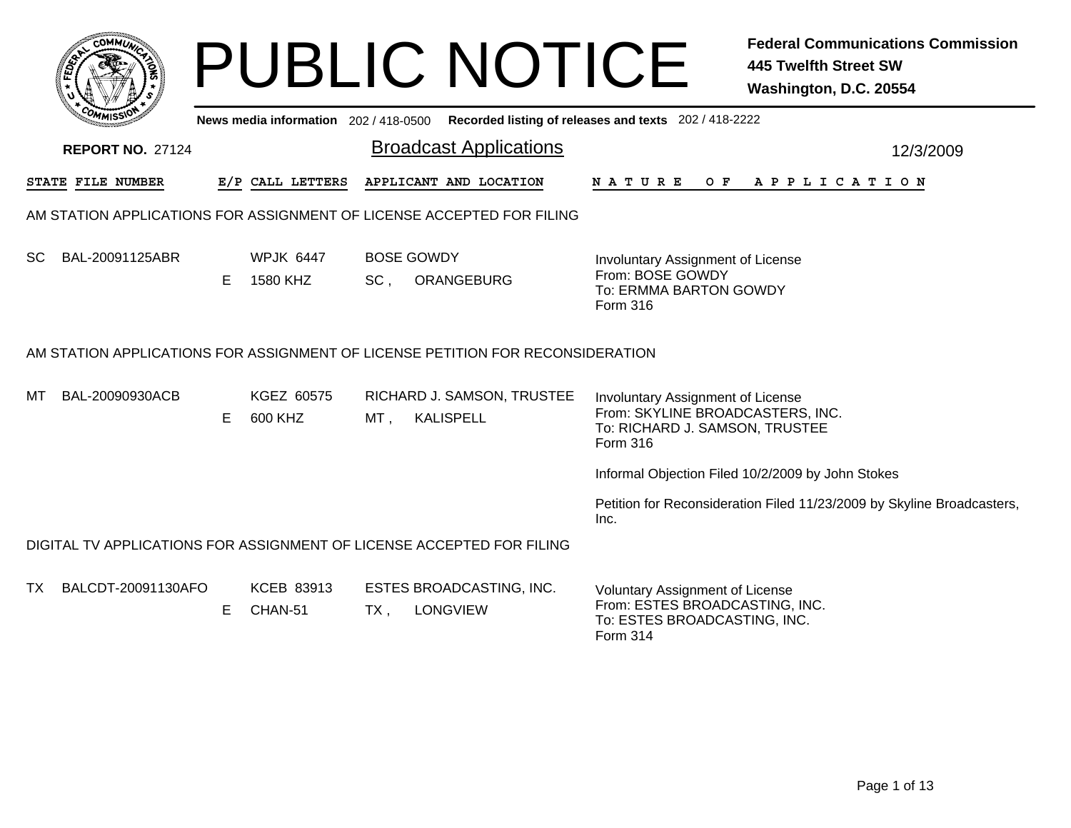# PUBLIC NOTICE

**Federal Communications Commission**
**445 Twelfth Street SW**
**Washington, D.C. 20554**

**News media information** 202 / 418-0500 **Recorded listing of releases and texts** 202 / 418-2222

**REPORT NO.** 27124

## Broadcast Applications

12/3/2009

| STATE | FILE NUMBER | E/P | CALL LETTERS | APPLICANT AND LOCATION | NATURE OF APPLICATION |
|---|---|---|---|---|---|

### AM STATION APPLICATIONS FOR ASSIGNMENT OF LICENSE ACCEPTED FOR FILING

| STATE | FILE NUMBER | E/P | CALL LETTERS | APPLICANT AND LOCATION | NATURE OF APPLICATION |
|---|---|---|---|---|---|
| SC | BAL-20091125ABR | E | WPJK 6447<br>1580 KHZ | BOSE GOWDY<br>SC , ORANGEBURG | Involuntary Assignment of License<br>From: BOSE GOWDY<br>To: ERMMA BARTON GOWDY<br>Form 316 |

### AM STATION APPLICATIONS FOR ASSIGNMENT OF LICENSE PETITION FOR RECONSIDERATION

| STATE | FILE NUMBER | E/P | CALL LETTERS | APPLICANT AND LOCATION | NATURE OF APPLICATION |
|---|---|---|---|---|---|
| MT | BAL-20090930ACB | E | KGEZ 60575<br>600 KHZ | RICHARD J. SAMSON, TRUSTEE<br>MT , KALISPELL | Involuntary Assignment of License<br>From: SKYLINE BROADCASTERS, INC.<br>To: RICHARD J. SAMSON, TRUSTEE<br>Form 316<br><br>Informal Objection Filed 10/2/2009 by John Stokes<br><br>Petition for Reconsideration Filed 11/23/2009 by Skyline Broadcasters, Inc. |

### DIGITAL TV APPLICATIONS FOR ASSIGNMENT OF LICENSE ACCEPTED FOR FILING

| STATE | FILE NUMBER | E/P | CALL LETTERS | APPLICANT AND LOCATION | NATURE OF APPLICATION |
|---|---|---|---|---|---|
| TX | BALCDT-20091130AFO | E | KCEB 83913<br>CHAN-51 | ESTES BROADCASTING, INC.<br>TX , LONGVIEW | Voluntary Assignment of License<br>From: ESTES BROADCASTING, INC.<br>To: ESTES BROADCASTING, INC.<br>Form 314 |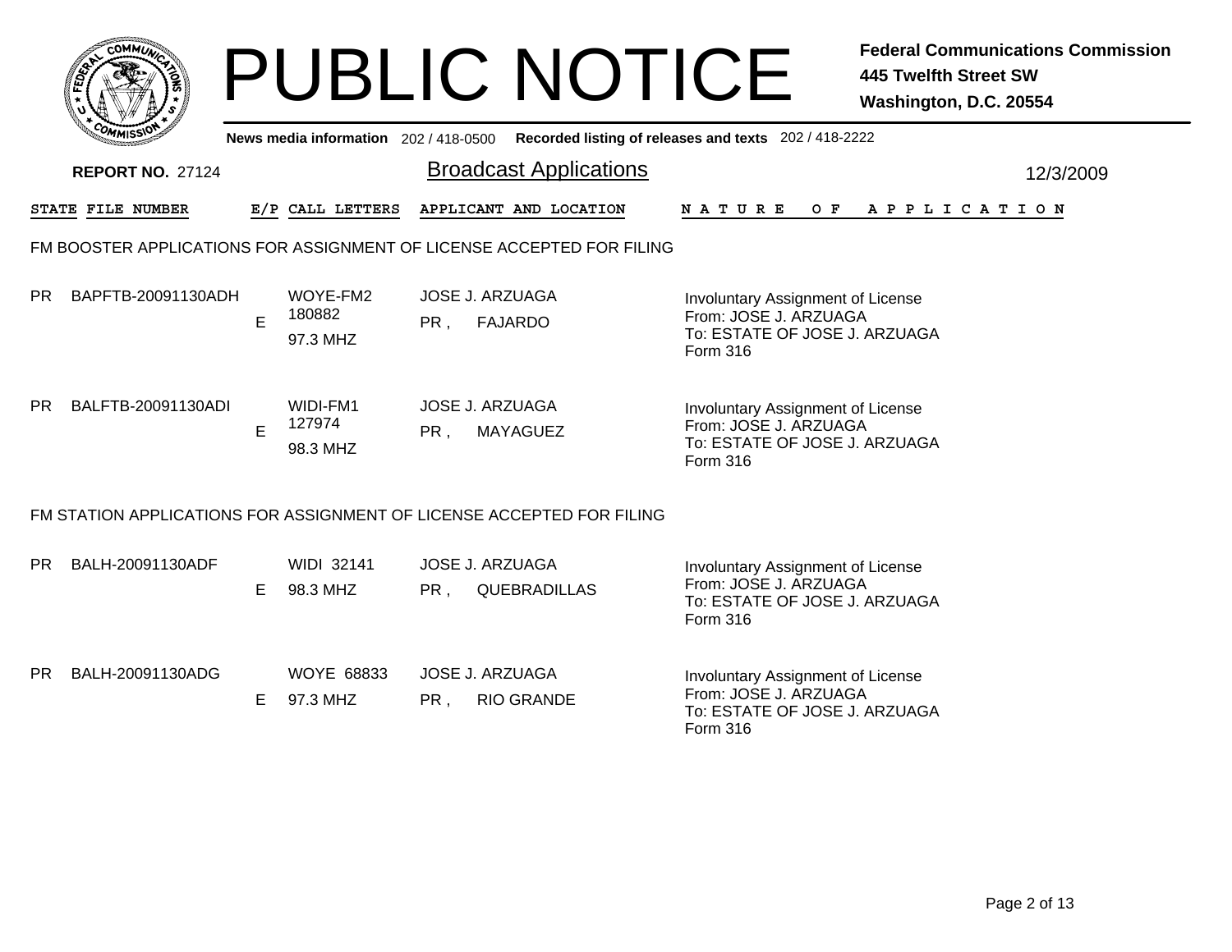# PUBLIC NOTICE

**Federal Communications Commission**
**445 Twelfth Street SW**
**Washington, D.C. 20554**

News media information 202 / 418-0500 Recorded listing of releases and texts 202 / 418-2222

**REPORT NO.** 27124

## Broadcast Applications

12/3/2009

### FM BOOSTER APPLICATIONS FOR ASSIGNMENT OF LICENSE ACCEPTED FOR FILING

| STATE | FILE NUMBER | E/P | CALL LETTERS | APPLICANT AND LOCATION | NATURE OF APPLICATION |
|---|---|---|---|---|---|
| PR | BAPFTB-20091130ADH | E | WOYE-FM2 180882 97.3 MHZ | JOSE J. ARZUAGA PR , FAJARDO | Involuntary Assignment of License From: JOSE J. ARZUAGA To: ESTATE OF JOSE J. ARZUAGA Form 316 |
| PR | BALFTB-20091130ADI | E | WIDI-FM1 127974 98.3 MHZ | JOSE J. ARZUAGA PR , MAYAGUEZ | Involuntary Assignment of License From: JOSE J. ARZUAGA To: ESTATE OF JOSE J. ARZUAGA Form 316 |

### FM STATION APPLICATIONS FOR ASSIGNMENT OF LICENSE ACCEPTED FOR FILING

| STATE | FILE NUMBER | E/P | CALL LETTERS | APPLICANT AND LOCATION | NATURE OF APPLICATION |
|---|---|---|---|---|---|
| PR | BALH-20091130ADF | E | WIDI 32141 98.3 MHZ | JOSE J. ARZUAGA PR , QUEBRADILLAS | Involuntary Assignment of License From: JOSE J. ARZUAGA To: ESTATE OF JOSE J. ARZUAGA Form 316 |
| PR | BALH-20091130ADG | E | WOYE 68833 97.3 MHZ | JOSE J. ARZUAGA PR , RIO GRANDE | Involuntary Assignment of License From: JOSE J. ARZUAGA To: ESTATE OF JOSE J. ARZUAGA Form 316 |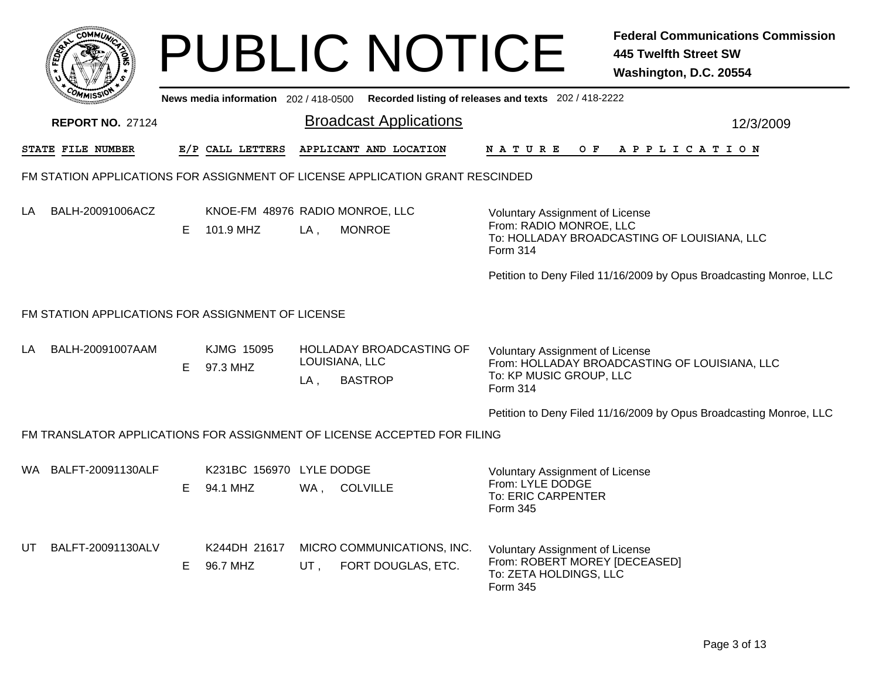# PUBLIC NOTICE

**Federal Communications Commission**
**445 Twelfth Street SW**
**Washington, D.C. 20554**

News media information 202 / 418-0500 Recorded listing of releases and texts 202 / 418-2222

**REPORT NO.** 27124

## Broadcast Applications

12/3/2009

| STATE | FILE NUMBER | E/P | CALL LETTERS | APPLICANT AND LOCATION | NATURE OF APPLICATION |
|---|---|---|---|---|---|

### FM STATION APPLICATIONS FOR ASSIGNMENT OF LICENSE APPLICATION GRANT RESCINDED

| STATE | FILE NUMBER | E/P | CALL LETTERS | APPLICANT AND LOCATION | NATURE OF APPLICATION |
|---|---|---|---|---|---|
| LA | BALH-20091006ACZ | E | KNOE-FM 48976<br>101.9 MHZ | RADIO MONROE, LLC<br>LA , MONROE | Voluntary Assignment of License<br>From: RADIO MONROE, LLC<br>To: HOLLADAY BROADCASTING OF LOUISIANA, LLC<br>Form 314<br><br>Petition to Deny Filed 11/16/2009 by Opus Broadcasting Monroe, LLC |

### FM STATION APPLICATIONS FOR ASSIGNMENT OF LICENSE

| STATE | FILE NUMBER | E/P | CALL LETTERS | APPLICANT AND LOCATION | NATURE OF APPLICATION |
|---|---|---|---|---|---|
| LA | BALH-20091007AAM | E | KJMG 15095<br>97.3 MHZ | HOLLADAY BROADCASTING OF LOUISIANA, LLC<br>LA , BASTROP | Voluntary Assignment of License<br>From: HOLLADAY BROADCASTING OF LOUISIANA, LLC<br>To: KP MUSIC GROUP, LLC<br>Form 314<br><br>Petition to Deny Filed 11/16/2009 by Opus Broadcasting Monroe, LLC |

### FM TRANSLATOR APPLICATIONS FOR ASSIGNMENT OF LICENSE ACCEPTED FOR FILING

| STATE | FILE NUMBER | E/P | CALL LETTERS | APPLICANT AND LOCATION | NATURE OF APPLICATION |
|---|---|---|---|---|---|
| WA | BALFT-20091130ALF | E | K231BC 156970<br>94.1 MHZ | LYLE DODGE<br>WA , COLVILLE | Voluntary Assignment of License<br>From: LYLE DODGE<br>To: ERIC CARPENTER<br>Form 345 |
| UT | BALFT-20091130ALV | E | K244DH 21617<br>96.7 MHZ | MICRO COMMUNICATIONS, INC.<br>UT , FORT DOUGLAS, ETC. | Voluntary Assignment of License<br>From: ROBERT MOREY [DECEASED]<br>To: ZETA HOLDINGS, LLC<br>Form 345 |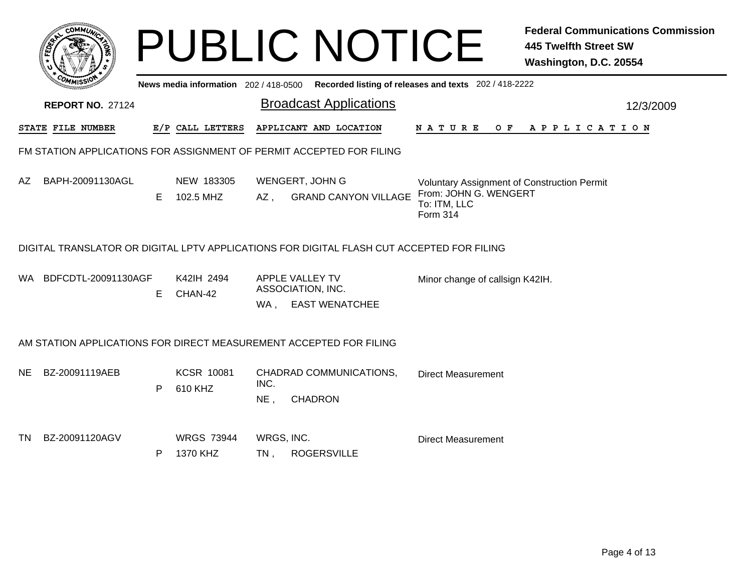# PUBLIC NOTICE

**Federal Communications Commission**
**445 Twelfth Street SW**
**Washington, D.C. 20554**

News media information 202 / 418-0500 Recorded listing of releases and texts 202 / 418-2222

**REPORT NO.** 27124

## Broadcast Applications

12/3/2009

| STATE | FILE NUMBER | E/P | CALL LETTERS | APPLICANT AND LOCATION | NATURE OF APPLICATION |
|---|---|---|---|---|---|

### FM STATION APPLICATIONS FOR ASSIGNMENT OF PERMIT ACCEPTED FOR FILING

| STATE | FILE NUMBER | E/P | CALL LETTERS | APPLICANT AND LOCATION | NATURE OF APPLICATION |
|---|---|---|---|---|---|
| AZ | BAPH-20091130AGL | E | NEW 183305<br>102.5 MHZ | WENGERT, JOHN G<br>AZ , GRAND CANYON VILLAGE | Voluntary Assignment of Construction Permit<br>From: JOHN G. WENGERT<br>To: ITM, LLC<br>Form 314 |

### DIGITAL TRANSLATOR OR DIGITAL LPTV APPLICATIONS FOR DIGITAL FLASH CUT ACCEPTED FOR FILING

| STATE | FILE NUMBER | E/P | CALL LETTERS | APPLICANT AND LOCATION | NATURE OF APPLICATION |
|---|---|---|---|---|---|
| WA | BDFCDTL-20091130AGF | E | K42IH 2494<br>CHAN-42 | APPLE VALLEY TV ASSOCIATION, INC.<br>WA , EAST WENATCHEE | Minor change of callsign K42IH. |

### AM STATION APPLICATIONS FOR DIRECT MEASUREMENT ACCEPTED FOR FILING

| STATE | FILE NUMBER | E/P | CALL LETTERS | APPLICANT AND LOCATION | NATURE OF APPLICATION |
|---|---|---|---|---|---|
| NE | BZ-20091119AEB | P | KCSR 10081<br>610 KHZ | CHADRAD COMMUNICATIONS, INC.<br>NE , CHADRON | Direct Measurement |
| TN | BZ-20091120AGV | P | WRGS 73944<br>1370 KHZ | WRGS, INC.<br>TN , ROGERSVILLE | Direct Measurement |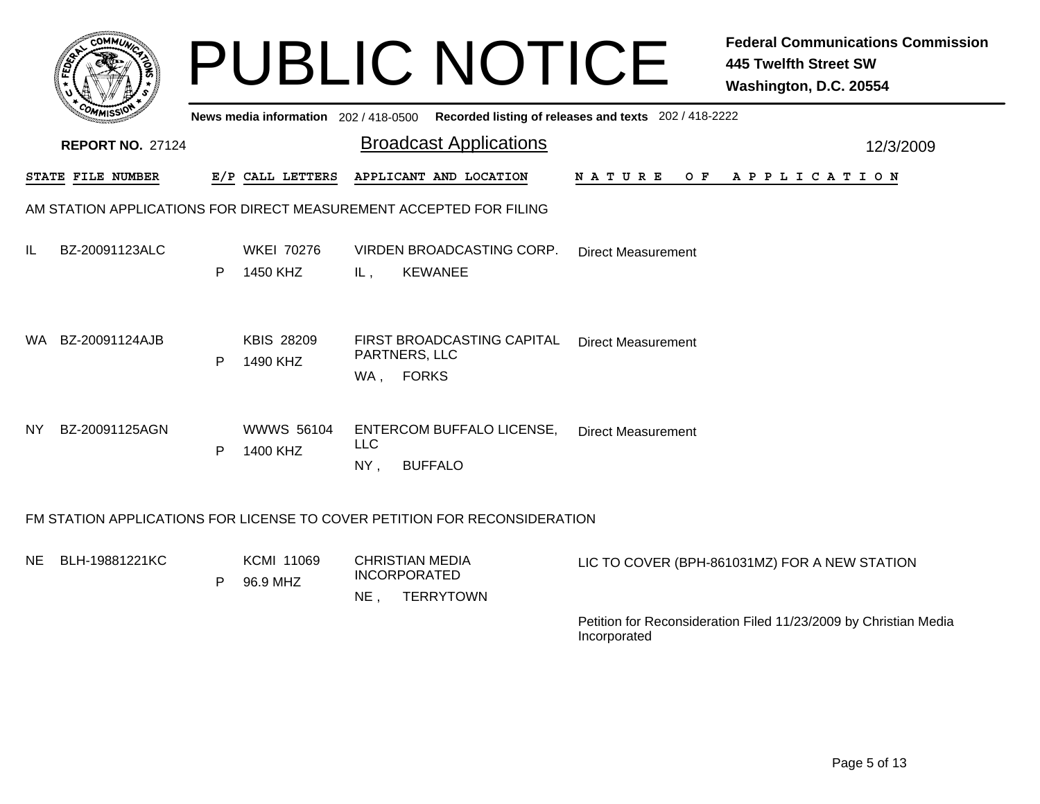# PUBLIC NOTICE

**Federal Communications Commission**
**445 Twelfth Street SW**
**Washington, D.C. 20554**

**News media information** 202 / 418-0500 **Recorded listing of releases and texts** 202 / 418-2222

**REPORT NO.** 27124

## Broadcast Applications

12/3/2009

| STATE | FILE NUMBER | E/P | CALL LETTERS | APPLICANT AND LOCATION | NATURE OF APPLICATION |
|---|---|---|---|---|---|

### AM STATION APPLICATIONS FOR DIRECT MEASUREMENT ACCEPTED FOR FILING

| STATE | FILE NUMBER | E/P | CALL LETTERS | APPLICANT AND LOCATION | NATURE OF APPLICATION |
|---|---|---|---|---|---|
| IL | BZ-20091123ALC | P | WKEI 70276 1450 KHZ | VIRDEN BROADCASTING CORP. IL , KEWANEE | Direct Measurement |
| WA | BZ-20091124AJB | P | KBIS 28209 1490 KHZ | FIRST BROADCASTING CAPITAL PARTNERS, LLC WA , FORKS | Direct Measurement |
| NY | BZ-20091125AGN | P | WWWS 56104 1400 KHZ | ENTERCOM BUFFALO LICENSE, LLC NY , BUFFALO | Direct Measurement |

### FM STATION APPLICATIONS FOR LICENSE TO COVER PETITION FOR RECONSIDERATION

| STATE | FILE NUMBER | E/P | CALL LETTERS | APPLICANT AND LOCATION | NATURE OF APPLICATION |
|---|---|---|---|---|---|
| NE | BLH-19881221KC | P | KCMI 11069 96.9 MHZ | CHRISTIAN MEDIA INCORPORATED NE , TERRYTOWN | LIC TO COVER (BPH-861031MZ) FOR A NEW STATION<br><br>Petition for Reconsideration Filed 11/23/2009 by Christian Media Incorporated |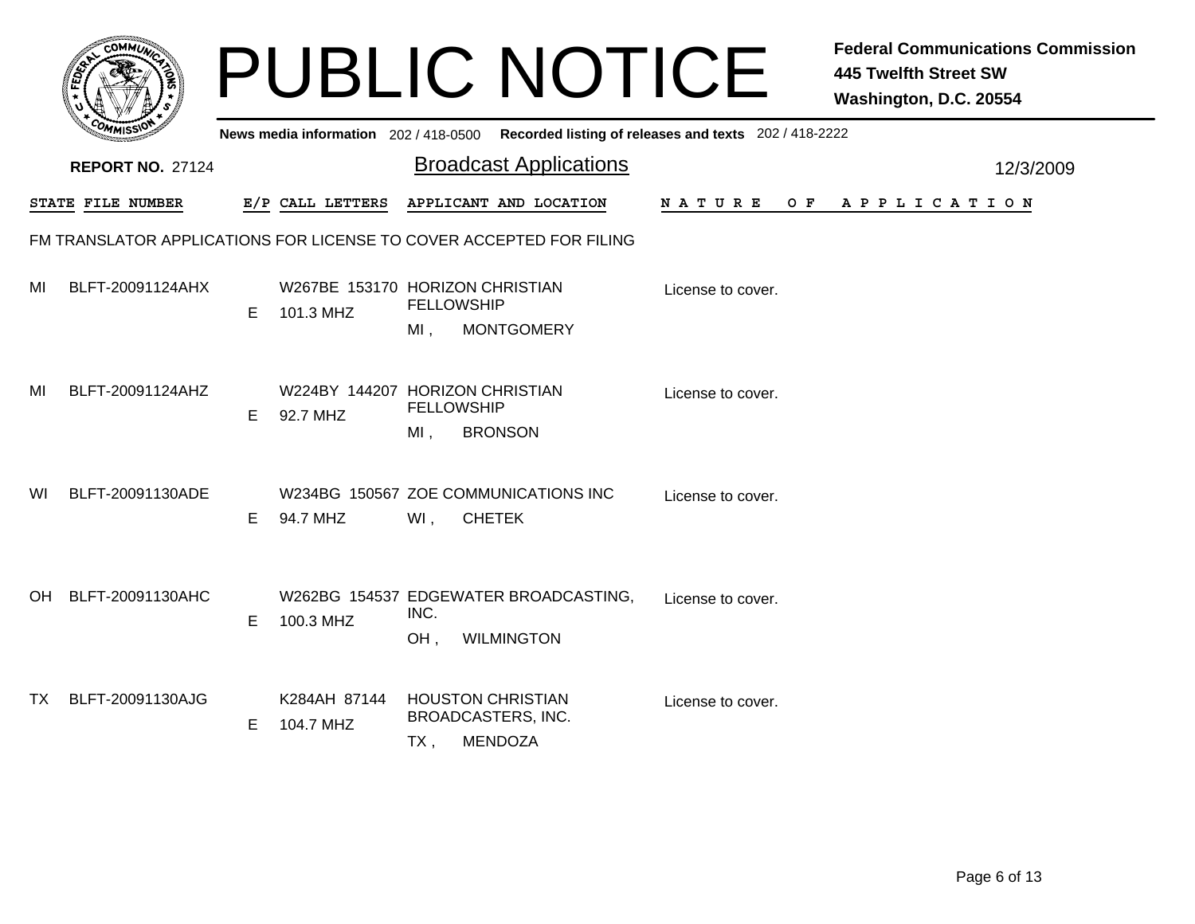# PUBLIC NOTICE

**Federal Communications Commission**
**445 Twelfth Street SW**
**Washington, D.C. 20554**

**News media information** 202 / 418-0500 **Recorded listing of releases and texts** 202 / 418-2222

**REPORT NO.** 27124

## Broadcast Applications

12/3/2009

FM TRANSLATOR APPLICATIONS FOR LICENSE TO COVER ACCEPTED FOR FILING

| STATE | FILE NUMBER | E/P | CALL LETTERS | APPLICANT AND LOCATION | NATURE OF APPLICATION |
|---|---|---|---|---|---|
| MI | BLFT-20091124AHX | E | W267BE 153170 101.3 MHZ | HORIZON CHRISTIAN FELLOWSHIP MI , MONTGOMERY | License to cover. |
| MI | BLFT-20091124AHZ | E | W224BY 144207 92.7 MHZ | HORIZON CHRISTIAN FELLOWSHIP MI , BRONSON | License to cover. |
| WI | BLFT-20091130ADE | E | W234BG 150567 94.7 MHZ | ZOE COMMUNICATIONS INC WI , CHETEK | License to cover. |
| OH | BLFT-20091130AHC | E | W262BG 154537 100.3 MHZ | EDGEWATER BROADCASTING, INC. OH , WILMINGTON | License to cover. |
| TX | BLFT-20091130AJG | E | K284AH 87144 104.7 MHZ | HOUSTON CHRISTIAN BROADCASTERS, INC. TX , MENDOZA | License to cover. |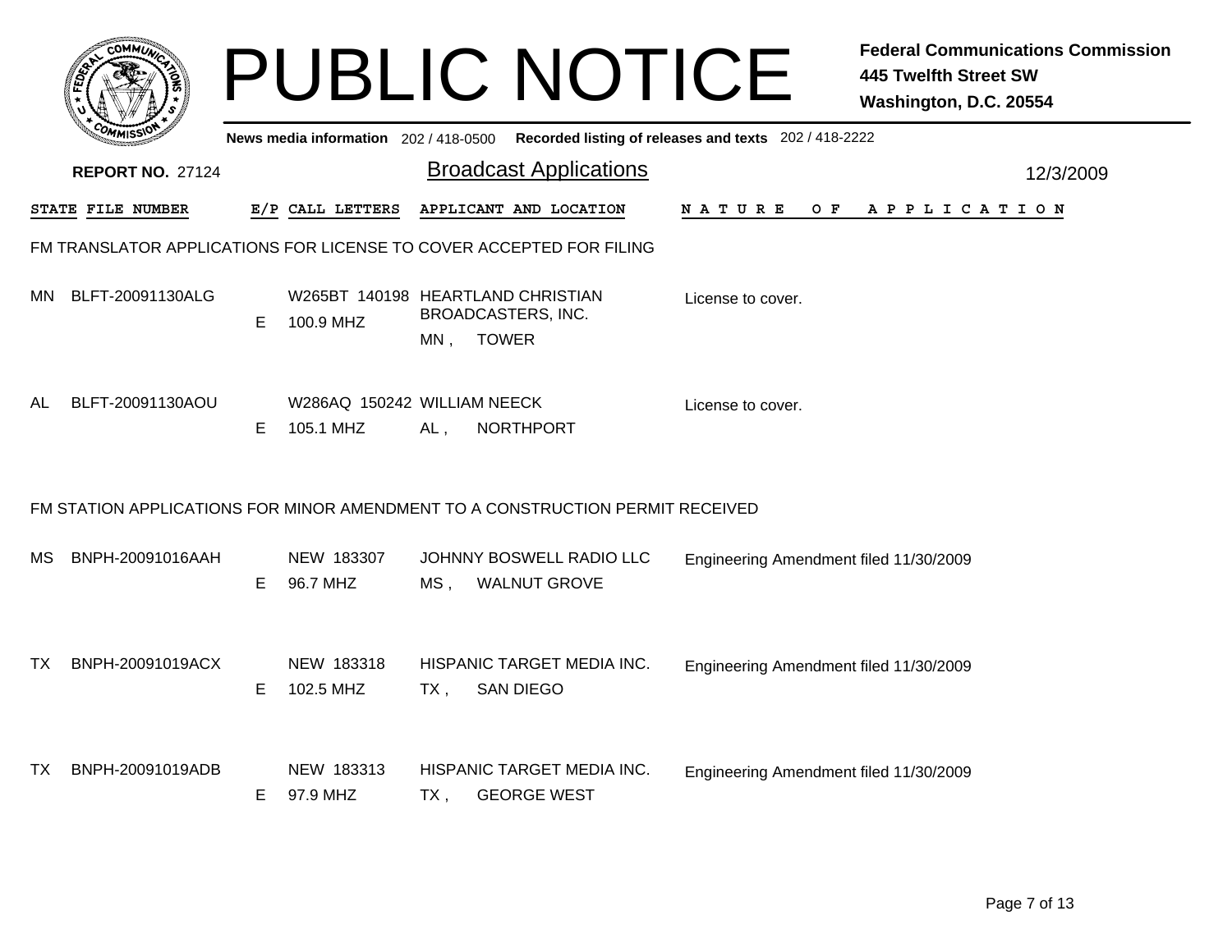# PUBLIC NOTICE

**Federal Communications Commission**
**445 Twelfth Street SW**
**Washington, D.C. 20554**

News media information 202 / 418-0500 Recorded listing of releases and texts 202 / 418-2222

**REPORT NO.** 27124

## Broadcast Applications

12/3/2009

### FM TRANSLATOR APPLICATIONS FOR LICENSE TO COVER ACCEPTED FOR FILING

| STATE | FILE NUMBER | E/P | CALL LETTERS | APPLICANT AND LOCATION | NATURE OF APPLICATION |
|---|---|---|---|---|---|
| MN | BLFT-20091130ALG | E | W265BT 140198 100.9 MHZ | HEARTLAND CHRISTIAN BROADCASTERS, INC. MN , TOWER | License to cover. |
| AL | BLFT-20091130AOU | E | W286AQ 150242 105.1 MHZ | WILLIAM NEECK AL , NORTHPORT | License to cover. |

### FM STATION APPLICATIONS FOR MINOR AMENDMENT TO A CONSTRUCTION PERMIT RECEIVED

| STATE | FILE NUMBER | E/P | CALL LETTERS | APPLICANT AND LOCATION | NATURE OF APPLICATION |
|---|---|---|---|---|---|
| MS | BNPH-20091016AAH | E | NEW 183307 96.7 MHZ | JOHNNY BOSWELL RADIO LLC MS , WALNUT GROVE | Engineering Amendment filed 11/30/2009 |
| TX | BNPH-20091019ACX | E | NEW 183318 102.5 MHZ | HISPANIC TARGET MEDIA INC. TX , SAN DIEGO | Engineering Amendment filed 11/30/2009 |
| TX | BNPH-20091019ADB | E | NEW 183313 97.9 MHZ | HISPANIC TARGET MEDIA INC. TX , GEORGE WEST | Engineering Amendment filed 11/30/2009 |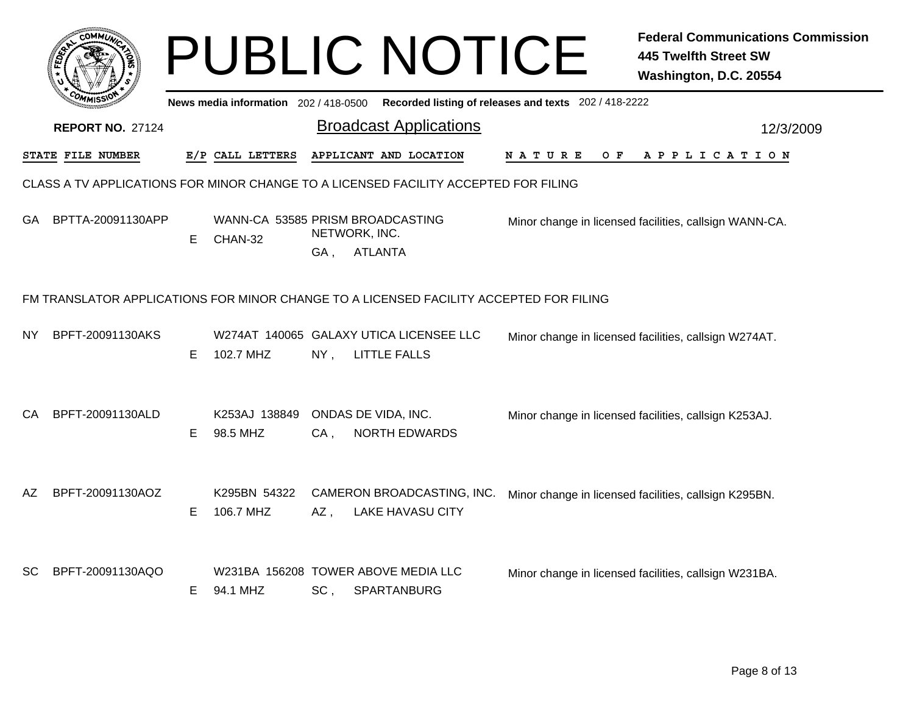# PUBLIC NOTICE

**Federal Communications Commission**
**445 Twelfth Street SW**
**Washington, D.C. 20554**

News media information 202 / 418-0500 Recorded listing of releases and texts 202 / 418-2222

**REPORT NO.** 27124

## Broadcast Applications

12/3/2009

| STATE | FILE NUMBER | E/P | CALL LETTERS | APPLICANT AND LOCATION | NATURE OF APPLICATION |
|---|---|---|---|---|---|

### CLASS A TV APPLICATIONS FOR MINOR CHANGE TO A LICENSED FACILITY ACCEPTED FOR FILING

| STATE | FILE NUMBER | E/P | CALL LETTERS | APPLICANT AND LOCATION | NATURE OF APPLICATION |
|---|---|---|---|---|---|
| GA | BPTTA-20091130APP | E | WANN-CA 53585 CHAN-32 | PRISM BROADCASTING NETWORK, INC. GA , ATLANTA | Minor change in licensed facilities, callsign WANN-CA. |

### FM TRANSLATOR APPLICATIONS FOR MINOR CHANGE TO A LICENSED FACILITY ACCEPTED FOR FILING

| STATE | FILE NUMBER | E/P | CALL LETTERS | APPLICANT AND LOCATION | NATURE OF APPLICATION |
|---|---|---|---|---|---|
| NY | BPFT-20091130AKS | E | W274AT 140065 102.7 MHZ | GALAXY UTICA LICENSEE LLC NY , LITTLE FALLS | Minor change in licensed facilities, callsign W274AT. |
| CA | BPFT-20091130ALD | E | K253AJ 138849 98.5 MHZ | ONDAS DE VIDA, INC. CA , NORTH EDWARDS | Minor change in licensed facilities, callsign K253AJ. |
| AZ | BPFT-20091130AOZ | E | K295BN 54322 106.7 MHZ | CAMERON BROADCASTING, INC. AZ , LAKE HAVASU CITY | Minor change in licensed facilities, callsign K295BN. |
| SC | BPFT-20091130AQO | E | W231BA 156208 94.1 MHZ | TOWER ABOVE MEDIA LLC SC , SPARTANBURG | Minor change in licensed facilities, callsign W231BA. |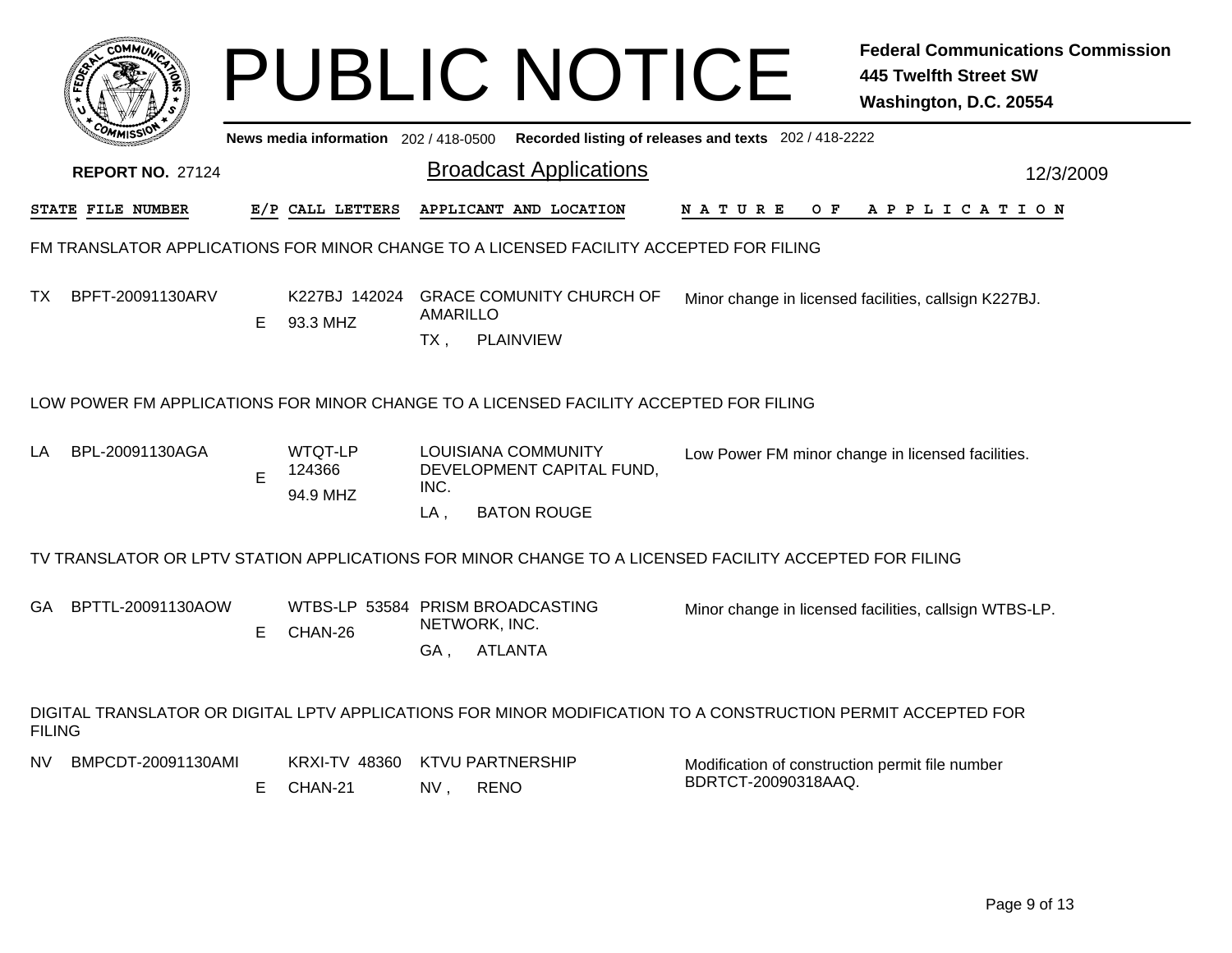# PUBLIC NOTICE

**Federal Communications Commission**
**445 Twelfth Street SW**
**Washington, D.C. 20554**

News media information 202 / 418-0500 Recorded listing of releases and texts 202 / 418-2222

**REPORT NO.** 27124

## Broadcast Applications

12/3/2009

| STATE | FILE NUMBER | E/P | CALL LETTERS | APPLICANT AND LOCATION | NATURE OF APPLICATION |
|---|---|---|---|---|---|

### FM TRANSLATOR APPLICATIONS FOR MINOR CHANGE TO A LICENSED FACILITY ACCEPTED FOR FILING

| STATE | FILE NUMBER | E/P | CALL LETTERS | APPLICANT AND LOCATION | NATURE OF APPLICATION |
|---|---|---|---|---|---|
| TX | BPFT-20091130ARV | E | K227BJ 142024 93.3 MHZ | GRACE COMUNITY CHURCH OF AMARILLO TX , PLAINVIEW | Minor change in licensed facilities, callsign K227BJ. |

### LOW POWER FM APPLICATIONS FOR MINOR CHANGE TO A LICENSED FACILITY ACCEPTED FOR FILING

| STATE | FILE NUMBER | E/P | CALL LETTERS | APPLICANT AND LOCATION | NATURE OF APPLICATION |
|---|---|---|---|---|---|
| LA | BPL-20091130AGA | E | WTQT-LP 124366 94.9 MHZ | LOUISIANA COMMUNITY DEVELOPMENT CAPITAL FUND, INC. LA , BATON ROUGE | Low Power FM minor change in licensed facilities. |

### TV TRANSLATOR OR LPTV STATION APPLICATIONS FOR MINOR CHANGE TO A LICENSED FACILITY ACCEPTED FOR FILING

| STATE | FILE NUMBER | E/P | CALL LETTERS | APPLICANT AND LOCATION | NATURE OF APPLICATION |
|---|---|---|---|---|---|
| GA | BPTTL-20091130AOW | E | WTBS-LP 53584 CHAN-26 | PRISM BROADCASTING NETWORK, INC. GA , ATLANTA | Minor change in licensed facilities, callsign WTBS-LP. |

### DIGITAL TRANSLATOR OR DIGITAL LPTV APPLICATIONS FOR MINOR MODIFICATION TO A CONSTRUCTION PERMIT ACCEPTED FOR FILING

| STATE | FILE NUMBER | E/P | CALL LETTERS | APPLICANT AND LOCATION | NATURE OF APPLICATION |
|---|---|---|---|---|---|
| NV | BMPCDT-20091130AMI | E | KRXI-TV 48360 CHAN-21 | KTVU PARTNERSHIP NV , RENO | Modification of construction permit file number BDRTCT-20090318AAQ. |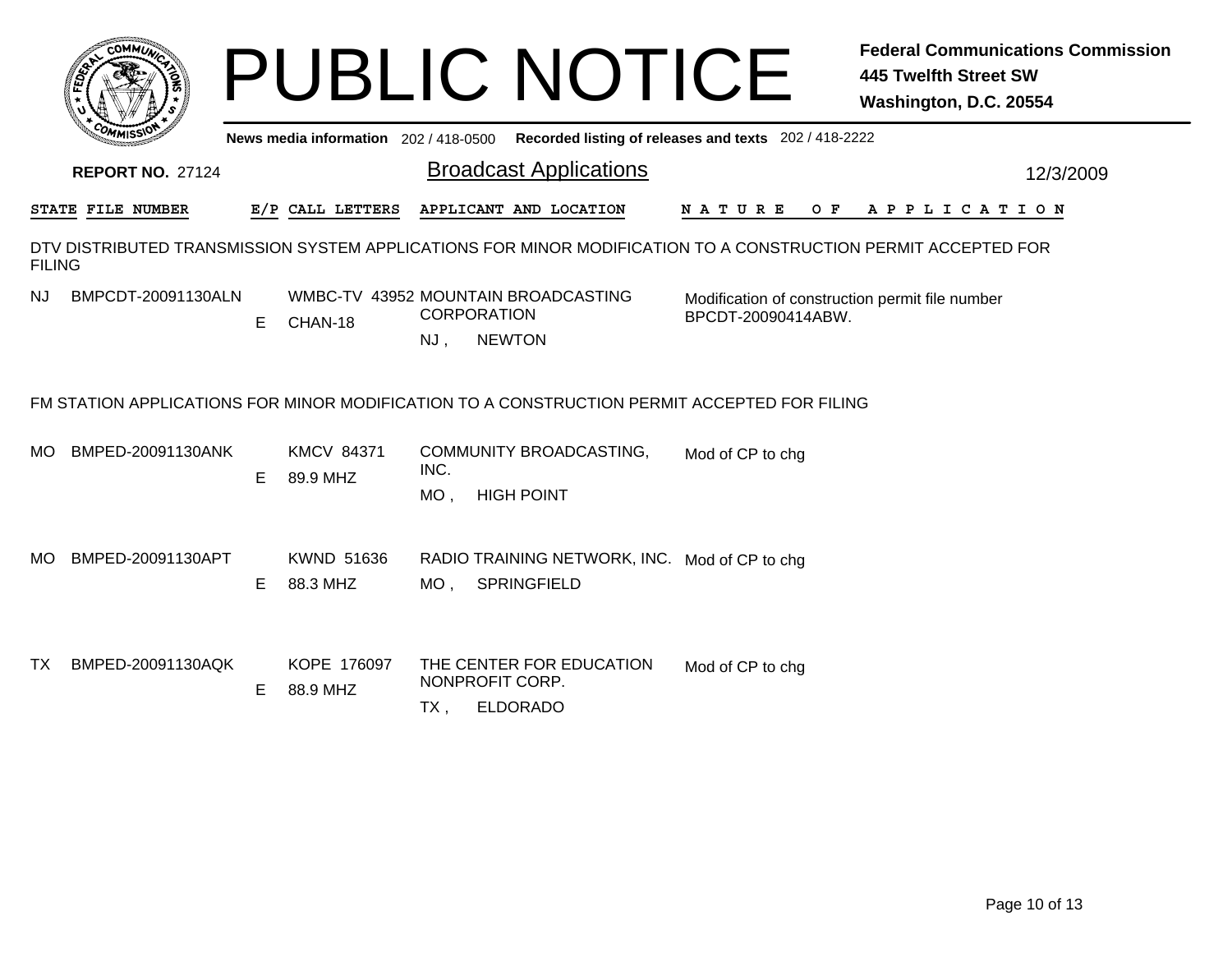# PUBLIC NOTICE

**Federal Communications Commission**
**445 Twelfth Street SW**
**Washington, D.C. 20554**

**News media information** 202 / 418-0500 **Recorded listing of releases and texts** 202 / 418-2222

**REPORT NO.** 27124

## Broadcast Applications

12/3/2009

| STATE | FILE NUMBER | E/P | CALL LETTERS | APPLICANT AND LOCATION | NATURE OF APPLICATION |
|---|---|---|---|---|---|

### DTV DISTRIBUTED TRANSMISSION SYSTEM APPLICATIONS FOR MINOR MODIFICATION TO A CONSTRUCTION PERMIT ACCEPTED FOR FILING

| STATE | FILE NUMBER | E/P | CALL LETTERS | APPLICANT AND LOCATION | NATURE OF APPLICATION |
|---|---|---|---|---|---|
| NJ | BMPCDT-20091130ALN | E | WMBC-TV 43952 CHAN-18 | MOUNTAIN BROADCASTING CORPORATION NJ , NEWTON | Modification of construction permit file number BPCDT-20090414ABW. |

### FM STATION APPLICATIONS FOR MINOR MODIFICATION TO A CONSTRUCTION PERMIT ACCEPTED FOR FILING

| STATE | FILE NUMBER | E/P | CALL LETTERS | APPLICANT AND LOCATION | NATURE OF APPLICATION |
|---|---|---|---|---|---|
| MO | BMPED-20091130ANK | E | KMCV 84371 89.9 MHZ | COMMUNITY BROADCASTING, INC. MO , HIGH POINT | Mod of CP to chg |
| MO | BMPED-20091130APT | E | KWND 51636 88.3 MHZ | RADIO TRAINING NETWORK, INC. MO , SPRINGFIELD | Mod of CP to chg |
| TX | BMPED-20091130AQK | E | KOPE 176097 88.9 MHZ | THE CENTER FOR EDUCATION NONPROFIT CORP. TX , ELDORADO | Mod of CP to chg |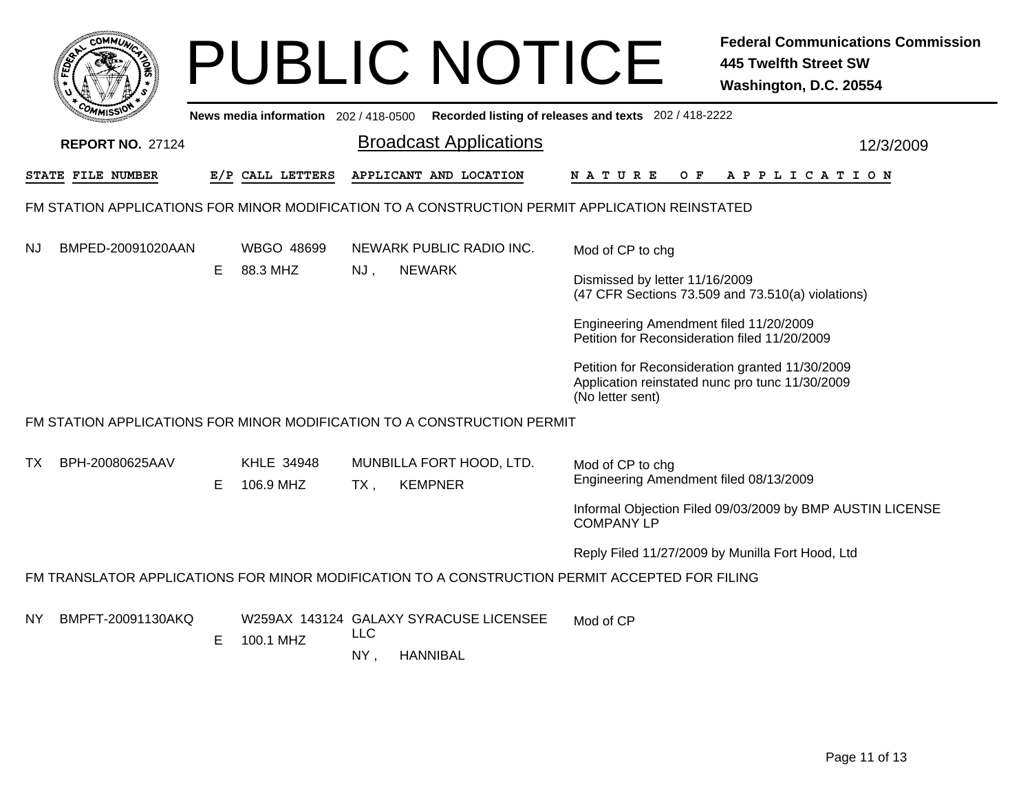# PUBLIC NOTICE

**Federal Communications Commission**
**445 Twelfth Street SW**
**Washington, D.C. 20554**

News media information 202 / 418-0500 Recorded listing of releases and texts 202 / 418-2222

**REPORT NO.** 27124

## Broadcast Applications

12/3/2009

| STATE | FILE NUMBER | E/P | CALL LETTERS | APPLICANT AND LOCATION | NATURE OF APPLICATION |
|---|---|---|---|---|---|

### FM STATION APPLICATIONS FOR MINOR MODIFICATION TO A CONSTRUCTION PERMIT APPLICATION REINSTATED

| STATE | FILE NUMBER | E/P | CALL LETTERS | APPLICANT AND LOCATION | NATURE OF APPLICATION |
|---|---|---|---|---|---|
| NJ | BMPED-20091020AAN | E | WBGO 48699<br>88.3 MHZ | NEWARK PUBLIC RADIO INC.<br>NJ , NEWARK | Mod of CP to chg<br><br>Dismissed by letter 11/16/2009<br>(47 CFR Sections 73.509 and 73.510(a) violations)<br><br>Engineering Amendment filed 11/20/2009<br>Petition for Reconsideration filed 11/20/2009<br><br>Petition for Reconsideration granted 11/30/2009<br>Application reinstated nunc pro tunc 11/30/2009<br>(No letter sent) |

### FM STATION APPLICATIONS FOR MINOR MODIFICATION TO A CONSTRUCTION PERMIT

| STATE | FILE NUMBER | E/P | CALL LETTERS | APPLICANT AND LOCATION | NATURE OF APPLICATION |
|---|---|---|---|---|---|
| TX | BPH-20080625AAV | E | KHLE 34948<br>106.9 MHZ | MUNBILLA FORT HOOD, LTD.<br>TX , KEMPNER | Mod of CP to chg<br>Engineering Amendment filed 08/13/2009<br><br>Informal Objection Filed 09/03/2009 by BMP AUSTIN LICENSE COMPANY LP<br><br>Reply Filed 11/27/2009 by Munilla Fort Hood, Ltd |

### FM TRANSLATOR APPLICATIONS FOR MINOR MODIFICATION TO A CONSTRUCTION PERMIT ACCEPTED FOR FILING

| STATE | FILE NUMBER | E/P | CALL LETTERS | APPLICANT AND LOCATION | NATURE OF APPLICATION |
|---|---|---|---|---|---|
| NY | BMPFT-20091130AKQ | E | W259AX 143124<br>100.1 MHZ | GALAXY SYRACUSE LICENSEE LLC<br>NY , HANNIBAL | Mod of CP |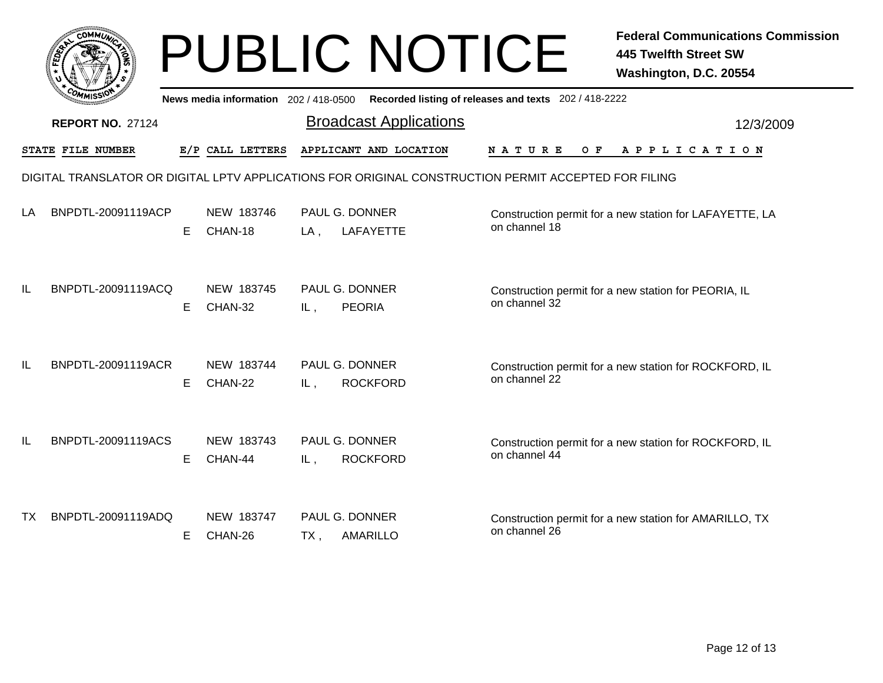# PUBLIC NOTICE

**Federal Communications Commission**
**445 Twelfth Street SW**
**Washington, D.C. 20554**

News media information 202 / 418-0500 Recorded listing of releases and texts 202 / 418-2222

**REPORT NO.** 27124

## Broadcast Applications

12/3/2009

DIGITAL TRANSLATOR OR DIGITAL LPTV APPLICATIONS FOR ORIGINAL CONSTRUCTION PERMIT ACCEPTED FOR FILING

| STATE | FILE NUMBER | E/P | CALL LETTERS | APPLICANT AND LOCATION | NATURE OF APPLICATION |
|---|---|---|---|---|---|
| LA | BNPDTL-20091119ACP | E | NEW 183746<br>CHAN-18 | PAUL G. DONNER<br>LA , LAFAYETTE | Construction permit for a new station for LAFAYETTE, LA on channel 18 |
| IL | BNPDTL-20091119ACQ | E | NEW 183745<br>CHAN-32 | PAUL G. DONNER<br>IL , PEORIA | Construction permit for a new station for PEORIA, IL on channel 32 |
| IL | BNPDTL-20091119ACR | E | NEW 183744<br>CHAN-22 | PAUL G. DONNER<br>IL , ROCKFORD | Construction permit for a new station for ROCKFORD, IL on channel 22 |
| IL | BNPDTL-20091119ACS | E | NEW 183743<br>CHAN-44 | PAUL G. DONNER<br>IL , ROCKFORD | Construction permit for a new station for ROCKFORD, IL on channel 44 |
| TX | BNPDTL-20091119ADQ | E | NEW 183747<br>CHAN-26 | PAUL G. DONNER<br>TX , AMARILLO | Construction permit for a new station for AMARILLO, TX on channel 26 |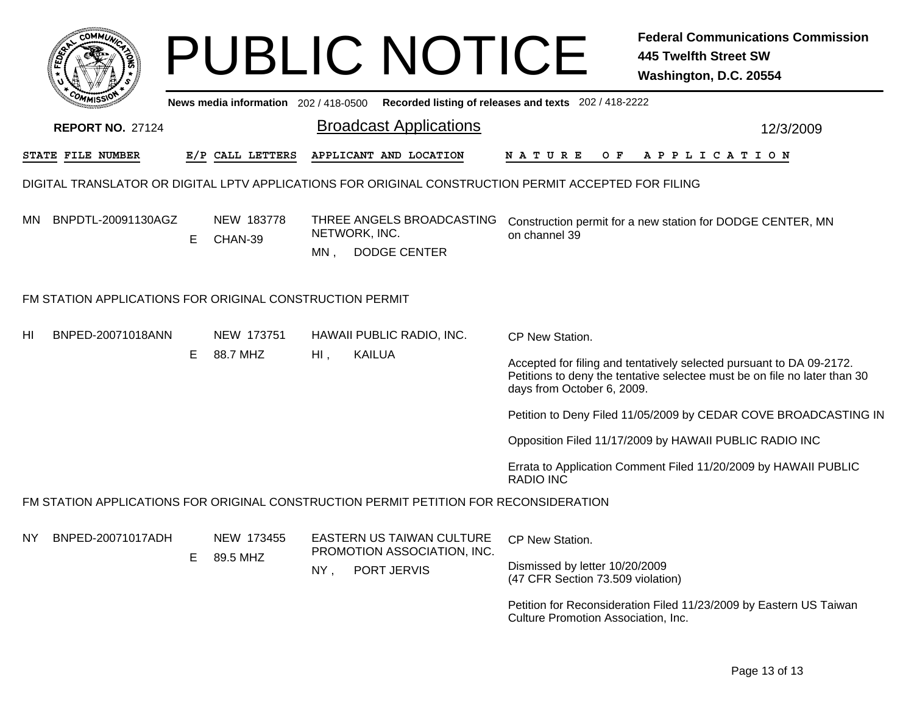# PUBLIC NOTICE

**Federal Communications Commission**
**445 Twelfth Street SW**
**Washington, D.C. 20554**

News media information 202 / 418-0500 Recorded listing of releases and texts 202 / 418-2222

**REPORT NO.** 27124

## Broadcast Applications

12/3/2009

| STATE | FILE NUMBER | E/P | CALL LETTERS | APPLICANT AND LOCATION | NATURE OF APPLICATION |
|---|---|---|---|---|---|

### DIGITAL TRANSLATOR OR DIGITAL LPTV APPLICATIONS FOR ORIGINAL CONSTRUCTION PERMIT ACCEPTED FOR FILING

| STATE | FILE NUMBER | E/P | CALL LETTERS | APPLICANT AND LOCATION | NATURE OF APPLICATION |
|---|---|---|---|---|---|
| MN | BNPDTL-20091130AGZ | E | NEW 183778 CHAN-39 | THREE ANGELS BROADCASTING NETWORK, INC. MN , DODGE CENTER | Construction permit for a new station for DODGE CENTER, MN on channel 39 |

### FM STATION APPLICATIONS FOR ORIGINAL CONSTRUCTION PERMIT

| STATE | FILE NUMBER | E/P | CALL LETTERS | APPLICANT AND LOCATION | NATURE OF APPLICATION |
|---|---|---|---|---|---|
| HI | BNPED-20071018ANN | E | NEW 173751 88.7 MHZ | HAWAII PUBLIC RADIO, INC. HI , KAILUA | CP New Station. Accepted for filing and tentatively selected pursuant to DA 09-2172. Petitions to deny the tentative selectee must be on file no later than 30 days from October 6, 2009. Petition to Deny Filed 11/05/2009 by CEDAR COVE BROADCASTING IN Opposition Filed 11/17/2009 by HAWAII PUBLIC RADIO INC Errata to Application Comment Filed 11/20/2009 by HAWAII PUBLIC RADIO INC |

### FM STATION APPLICATIONS FOR ORIGINAL CONSTRUCTION PERMIT PETITION FOR RECONSIDERATION

| STATE | FILE NUMBER | E/P | CALL LETTERS | APPLICANT AND LOCATION | NATURE OF APPLICATION |
|---|---|---|---|---|---|
| NY | BNPED-20071017ADH | E | NEW 173455 89.5 MHZ | EASTERN US TAIWAN CULTURE PROMOTION ASSOCIATION, INC. NY , PORT JERVIS | CP New Station. Dismissed by letter 10/20/2009 (47 CFR Section 73.509 violation) Petition for Reconsideration Filed 11/23/2009 by Eastern US Taiwan Culture Promotion Association, Inc. |